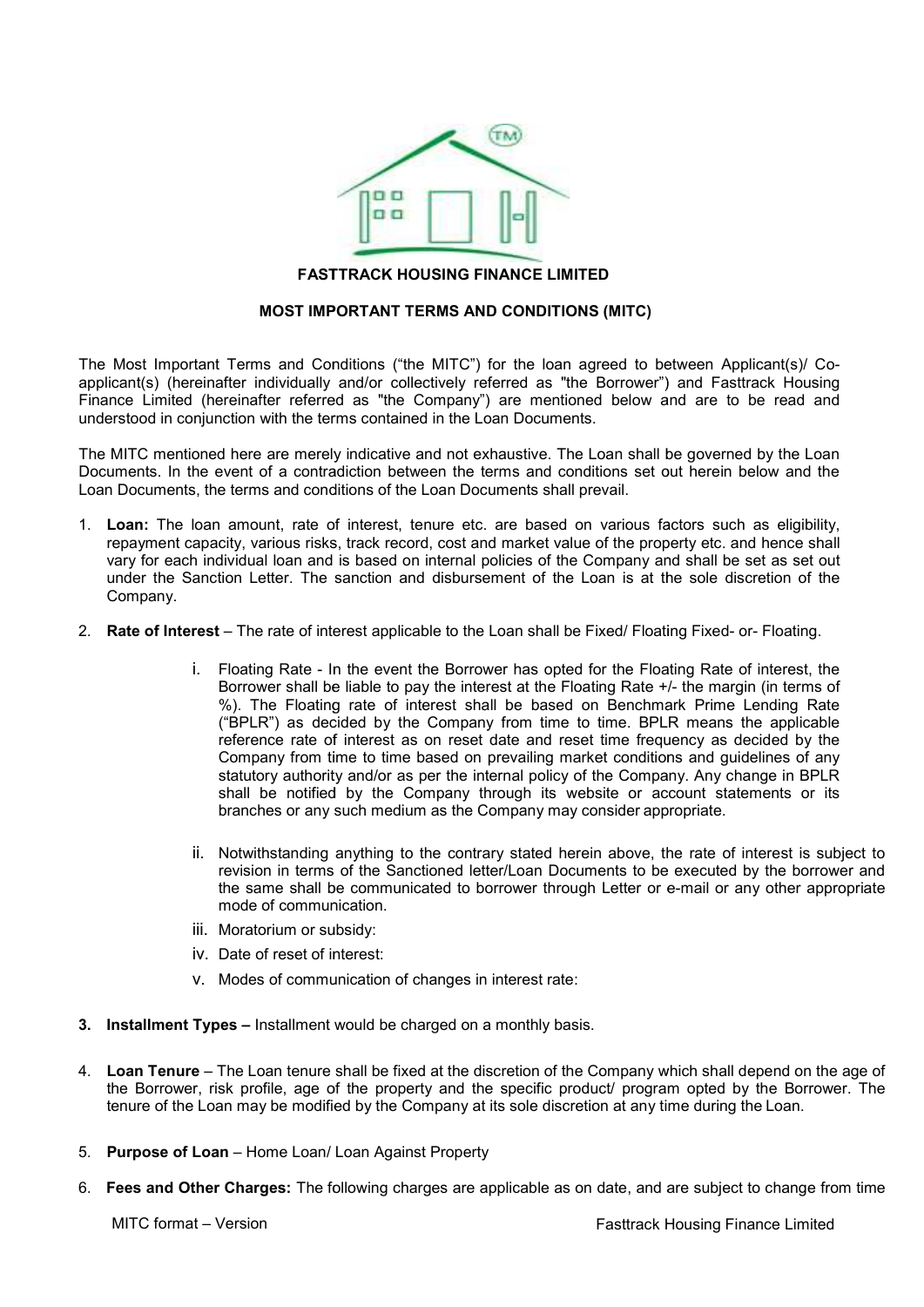**FASTTRACK HOUSING FINANCE LIMITED**

**MOST IMPORTANT TERMS AND CONDITIONS (MITC)**

The Most Important Terms and Conditions ("the MITC") for the loan agreed to between Applicant(s)/ Co-applicant(s) (hereinafter individually and/or collectively referred as "the Borrower") and Fasttrack Housing Finance Limited (hereinafter referred as "the Company") are mentioned below and are to be read and understood in conjunction with the terms contained in the Loan Documents.

The MITC mentioned here are merely indicative and not exhaustive. The Loan shall be governed by the Loan Documents. In the event of a contradiction between the terms and conditions set out herein below and the Loan Documents, the terms and conditions of the Loan Documents shall prevail.

1. **Loan:** The loan amount, rate of interest, tenure etc. are based on various factors such as eligibility, repayment capacity, various risks, track record, cost and market value of the property etc. and hence shall vary for each individual loan and is based on internal policies of the Company and shall be set as set out under the Sanction Letter. The sanction and disbursement of the Loan is at the sole discretion of the Company.

2. **Rate of Interest** – The rate of interest applicable to the Loan shall be Fixed/ Floating Fixed- or- Floating.

   i. Floating Rate - In the event the Borrower has opted for the Floating Rate of interest, the Borrower shall be liable to pay the interest at the Floating Rate +/- the margin (in terms of %). The Floating rate of interest shall be based on Benchmark Prime Lending Rate ("BPLR") as decided by the Company from time to time. BPLR means the applicable reference rate of interest as on reset date and reset time frequency as decided by the Company from time to time based on prevailing market conditions and guidelines of any statutory authority and/or as per the internal policy of the Company. Any change in BPLR shall be notified by the Company through its website or account statements or its branches or any such medium as the Company may consider appropriate.

   ii. Notwithstanding anything to the contrary stated herein above, the rate of interest is subject to revision in terms of the Sanctioned letter/Loan Documents to be executed by the borrower and the same shall be communicated to borrower through Letter or e-mail or any other appropriate mode of communication.

   iii. Moratorium or subsidy:

   iv. Date of reset of interest:

   v. Modes of communication of changes in interest rate:

3. **Installment Types –** Installment would be charged on a monthly basis.

4. **Loan Tenure** – The Loan tenure shall be fixed at the discretion of the Company which shall depend on the age of the Borrower, risk profile, age of the property and the specific product/ program opted by the Borrower. The tenure of the Loan may be modified by the Company at its sole discretion at any time during the Loan.

5. **Purpose of Loan** – Home Loan/ Loan Against Property

6. **Fees and Other Charges:** The following charges are applicable as on date, and are subject to change from time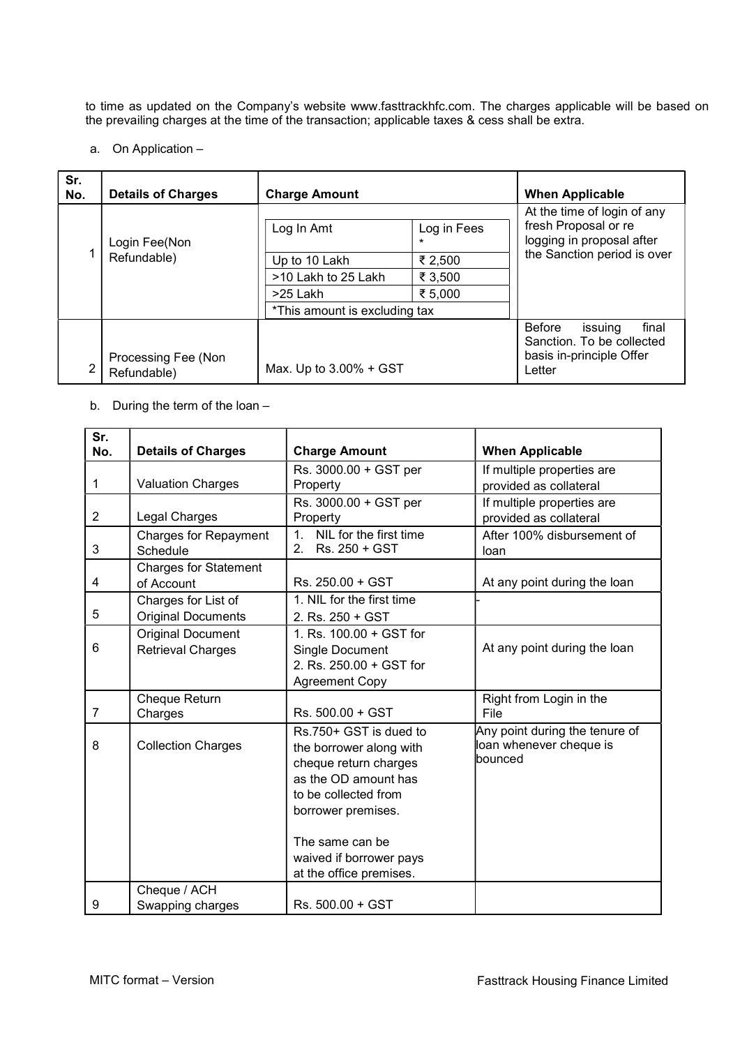to time as updated on the Company's website www.fasttrackhfc.com. The charges applicable will be based on the prevailing charges at the time of the transaction; applicable taxes & cess shall be extra.

a. On Application –

| Sr. No. | Details of Charges | Charge Amount | | When Applicable |
|---|---|---|---|---|
| 1 | Login Fee(Non Refundable) | Log In Amt | Log in Fees * | At the time of login of any fresh Proposal or re logging in proposal after the Sanction period is over |
| | | Up to 10 Lakh | ₹ 2,500 | |
| | | >10 Lakh to 25 Lakh | ₹ 3,500 | |
| | | >25 Lakh | ₹ 5,000 | |
| | | *This amount is excluding tax | | |
| 2 | Processing Fee (Non Refundable) | Max. Up to 3.00% + GST | | Before issuing final Sanction. To be collected basis in-principle Offer Letter |

b. During the term of the loan –

| Sr. No. | Details of Charges | Charge Amount | When Applicable |
|---|---|---|---|
| 1 | Valuation Charges | Rs. 3000.00 + GST per Property | If multiple properties are provided as collateral |
| 2 | Legal Charges | Rs. 3000.00 + GST per Property | If multiple properties are provided as collateral |
| 3 | Charges for Repayment Schedule | 1. NIL for the first time<br>2. Rs. 250 + GST | After 100% disbursement of loan |
| 4 | Charges for Statement of Account | Rs. 250.00 + GST | At any point during the loan |
| 5 | Charges for List of Original Documents | 1. NIL for the first time<br>2. Rs. 250 + GST | - |
| 6 | Original Document Retrieval Charges | 1. Rs. 100.00 + GST for Single Document<br>2. Rs. 250.00 + GST for Agreement Copy | At any point during the loan |
| 7 | Cheque Return Charges | Rs. 500.00 + GST | Right from Login in the File |
| 8 | Collection Charges | Rs.750+ GST is dued to the borrower along with cheque return charges as the OD amount has to be collected from borrower premises.<br><br>The same can be waived if borrower pays at the office premises. | Any point during the tenure of loan whenever cheque is bounced |
| 9 | Cheque / ACH Swapping charges | Rs. 500.00 + GST | |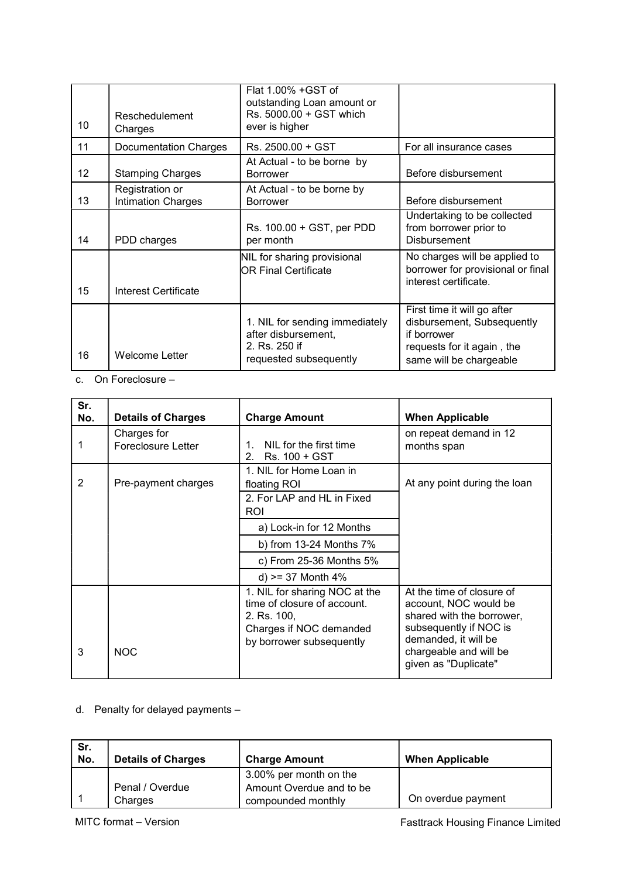| | | | |
|---|---|---|---|
| 10 | Reschedulement Charges | Flat 1.00% +GST of outstanding Loan amount or Rs. 5000.00 + GST which ever is higher | |
| 11 | Documentation Charges | Rs. 2500.00 + GST | For all insurance cases |
| 12 | Stamping Charges | At Actual - to be borne by Borrower | Before disbursement |
| 13 | Registration or Intimation Charges | At Actual - to be borne by Borrower | Before disbursement |
| 14 | PDD charges | Rs. 100.00 + GST, per PDD per month | Undertaking to be collected from borrower prior to Disbursement |
| 15 | Interest Certificate | NIL for sharing provisional OR Final Certificate | No charges will be applied to borrower for provisional or final interest certificate. |
| 16 | Welcome Letter | 1. NIL for sending immediately after disbursement,<br>2. Rs. 250 if requested subsequently | First time it will go after disbursement, Subsequently if borrower requests for it again , the same will be chargeable |

c. On Foreclosure –

| Sr. No. | Details of Charges | Charge Amount | When Applicable |
|---|---|---|---|
| 1 | Charges for Foreclosure Letter | 1. NIL for the first time<br>2. Rs. 100 + GST | on repeat demand in 12 months span |
| 2 | Pre-payment charges | 1. NIL for Home Loan in floating ROI | At any point during the loan |
| | | 2. For LAP and HL in Fixed ROI | |
| | | a) Lock-in for 12 Months | |
| | | b) from 13-24 Months 7% | |
| | | c) From 25-36 Months 5% | |
| | | d) >= 37 Month 4% | |
| 3 | NOC | 1. NIL for sharing NOC at the time of closure of account.<br>2. Rs. 100, Charges if NOC demanded by borrower subsequently | At the time of closure of account, NOC would be shared with the borrower, subsequently if NOC is demanded, it will be chargeable and will be given as "Duplicate" |

d. Penalty for delayed payments –

| Sr. No. | Details of Charges | Charge Amount | When Applicable |
|---|---|---|---|
| 1 | Penal / Overdue Charges | 3.00% per month on the Amount Overdue and to be compounded monthly | On overdue payment |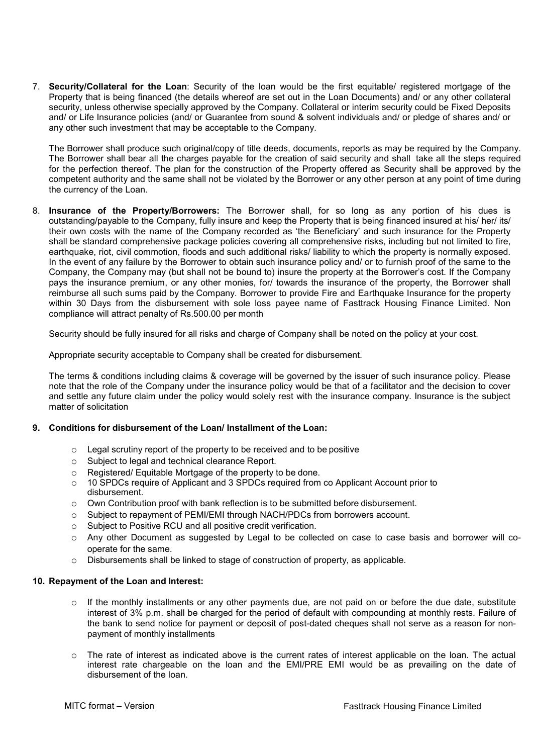7. **Security/Collateral for the Loan**: Security of the loan would be the first equitable/ registered mortgage of the Property that is being financed (the details whereof are set out in the Loan Documents) and/ or any other collateral security, unless otherwise specially approved by the Company. Collateral or interim security could be Fixed Deposits and/ or Life Insurance policies (and/ or Guarantee from sound & solvent individuals and/ or pledge of shares and/ or any other such investment that may be acceptable to the Company.

   The Borrower shall produce such original/copy of title deeds, documents, reports as may be required by the Company. The Borrower shall bear all the charges payable for the creation of said security and shall take all the steps required for the perfection thereof. The plan for the construction of the Property offered as Security shall be approved by the competent authority and the same shall not be violated by the Borrower or any other person at any point of time during the currency of the Loan.

8. **Insurance of the Property/Borrowers:** The Borrower shall, for so long as any portion of his dues is outstanding/payable to the Company, fully insure and keep the Property that is being financed insured at his/ her/ its/ their own costs with the name of the Company recorded as 'the Beneficiary' and such insurance for the Property shall be standard comprehensive package policies covering all comprehensive risks, including but not limited to fire, earthquake, riot, civil commotion, floods and such additional risks/ liability to which the property is normally exposed. In the event of any failure by the Borrower to obtain such insurance policy and/ or to furnish proof of the same to the Company, the Company may (but shall not be bound to) insure the property at the Borrower's cost. If the Company pays the insurance premium, or any other monies, for/ towards the insurance of the property, the Borrower shall reimburse all such sums paid by the Company. Borrower to provide Fire and Earthquake Insurance for the property within 30 Days from the disbursement with sole loss payee name of Fasttrack Housing Finance Limited. Non compliance will attract penalty of Rs.500.00 per month

   Security should be fully insured for all risks and charge of Company shall be noted on the policy at your cost.

   Appropriate security acceptable to Company shall be created for disbursement.

   The terms & conditions including claims & coverage will be governed by the issuer of such insurance policy. Please note that the role of the Company under the insurance policy would be that of a facilitator and the decision to cover and settle any future claim under the policy would solely rest with the insurance company. Insurance is the subject matter of solicitation

**9. Conditions for disbursement of the Loan/ Installment of the Loan:**

- Legal scrutiny report of the property to be received and to be positive
- Subject to legal and technical clearance Report.
- Registered/ Equitable Mortgage of the property to be done.
- 10 SPDCs require of Applicant and 3 SPDCs required from co Applicant Account prior to disbursement.
- Own Contribution proof with bank reflection is to be submitted before disbursement.
- Subject to repayment of PEMI/EMI through NACH/PDCs from borrowers account.
- Subject to Positive RCU and all positive credit verification.
- Any other Document as suggested by Legal to be collected on case to case basis and borrower will co-operate for the same.
- Disbursements shall be linked to stage of construction of property, as applicable.

**10. Repayment of the Loan and Interest:**

- If the monthly installments or any other payments due, are not paid on or before the due date, substitute interest of 3% p.m. shall be charged for the period of default with compounding at monthly rests. Failure of the bank to send notice for payment or deposit of post-dated cheques shall not serve as a reason for non-payment of monthly installments

- The rate of interest as indicated above is the current rates of interest applicable on the loan. The actual interest rate chargeable on the loan and the EMI/PRE EMI would be as prevailing on the date of disbursement of the loan.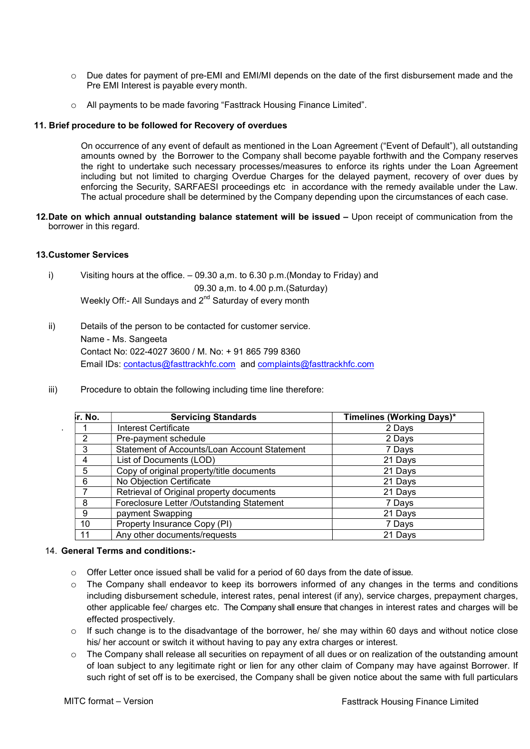- Due dates for payment of pre-EMI and EMI/MI depends on the date of the first disbursement made and the Pre EMI Interest is payable every month.
- All payments to be made favoring "Fasttrack Housing Finance Limited".

**11. Brief procedure to be followed for Recovery of overdues**

On occurrence of any event of default as mentioned in the Loan Agreement ("Event of Default"), all outstanding amounts owned by the Borrower to the Company shall become payable forthwith and the Company reserves the right to undertake such necessary processes/measures to enforce its rights under the Loan Agreement including but not limited to charging Overdue Charges for the delayed payment, recovery of over dues by enforcing the Security, SARFAESI proceedings etc in accordance with the remedy available under the Law. The actual procedure shall be determined by the Company depending upon the circumstances of each case.

**12. Date on which annual outstanding balance statement will be issued –** Upon receipt of communication from the borrower in this regard.

**13. Customer Services**

i) Visiting hours at the office. – 09.30 a,m. to 6.30 p.m.(Monday to Friday) and
09.30 a,m. to 4.00 p.m.(Saturday)
Weekly Off:- All Sundays and 2nd Saturday of every month

ii) Details of the person to be contacted for customer service.
Name - Ms. Sangeeta
Contact No: 022-4027 3600 / M. No: + 91 865 799 8360
Email IDs: contactus@fasttrackhfc.com and complaints@fasttrackhfc.com

iii) Procedure to obtain the following including time line therefore:

| Sr. No. | Servicing Standards | Timelines (Working Days)* |
|---|---|---|
| 1 | Interest Certificate | 2 Days |
| 2 | Pre-payment schedule | 2 Days |
| 3 | Statement of Accounts/Loan Account Statement | 7 Days |
| 4 | List of Documents (LOD) | 21 Days |
| 5 | Copy of original property/title documents | 21 Days |
| 6 | No Objection Certificate | 21 Days |
| 7 | Retrieval of Original property documents | 21 Days |
| 8 | Foreclosure Letter /Outstanding Statement | 7 Days |
| 9 | payment Swapping | 21 Days |
| 10 | Property Insurance Copy (PI) | 7 Days |
| 11 | Any other documents/requests | 21 Days |

14. **General Terms and conditions:-**

- Offer Letter once issued shall be valid for a period of 60 days from the date of issue.
- The Company shall endeavor to keep its borrowers informed of any changes in the terms and conditions including disbursement schedule, interest rates, penal interest (if any), service charges, prepayment charges, other applicable fee/ charges etc. The Company shall ensure that changes in interest rates and charges will be effected prospectively.
- If such change is to the disadvantage of the borrower, he/ she may within 60 days and without notice close his/ her account or switch it without having to pay any extra charges or interest.
- The Company shall release all securities on repayment of all dues or on realization of the outstanding amount of loan subject to any legitimate right or lien for any other claim of Company may have against Borrower. If such right of set off is to be exercised, the Company shall be given notice about the same with full particulars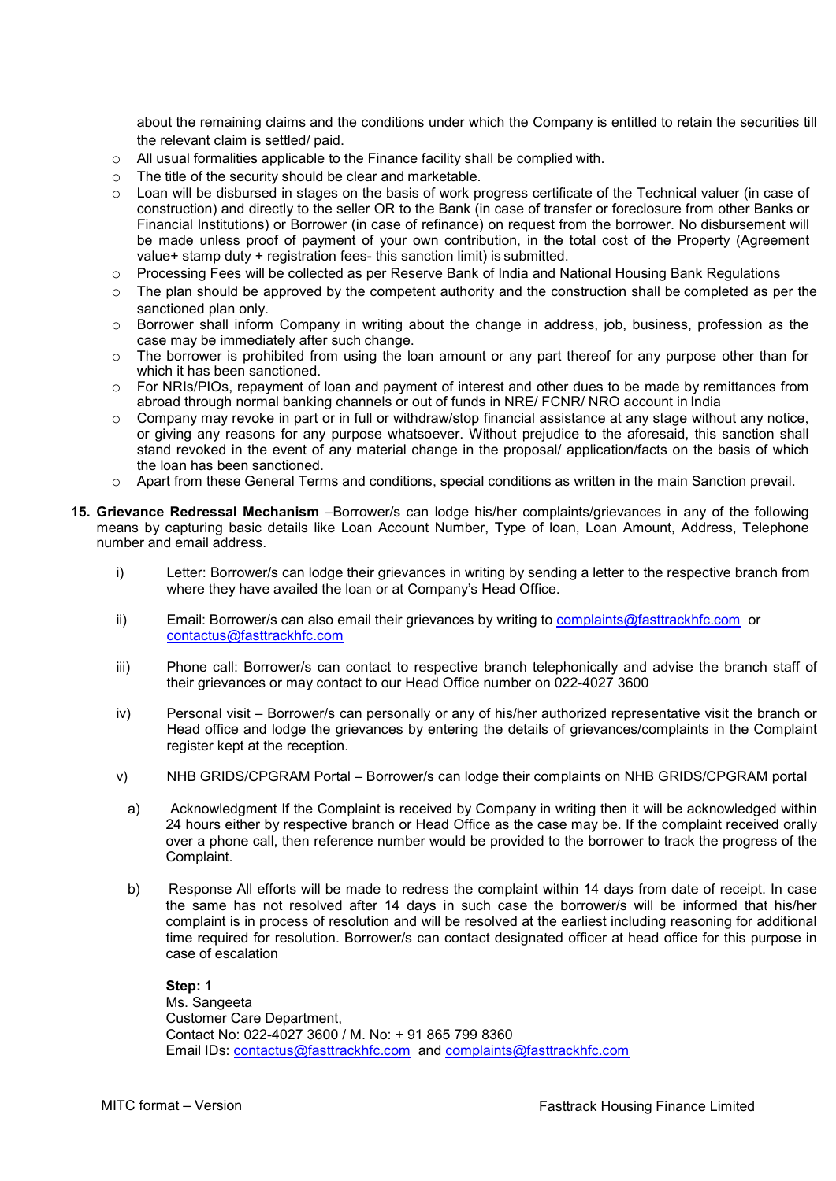about the remaining claims and the conditions under which the Company is entitled to retain the securities till the relevant claim is settled/ paid.

- All usual formalities applicable to the Finance facility shall be complied with.
- The title of the security should be clear and marketable.
- Loan will be disbursed in stages on the basis of work progress certificate of the Technical valuer (in case of construction) and directly to the seller OR to the Bank (in case of transfer or foreclosure from other Banks or Financial Institutions) or Borrower (in case of refinance) on request from the borrower. No disbursement will be made unless proof of payment of your own contribution, in the total cost of the Property (Agreement value+ stamp duty + registration fees- this sanction limit) is submitted.
- Processing Fees will be collected as per Reserve Bank of India and National Housing Bank Regulations
- The plan should be approved by the competent authority and the construction shall be completed as per the sanctioned plan only.
- Borrower shall inform Company in writing about the change in address, job, business, profession as the case may be immediately after such change.
- The borrower is prohibited from using the loan amount or any part thereof for any purpose other than for which it has been sanctioned.
- For NRIs/PIOs, repayment of loan and payment of interest and other dues to be made by remittances from abroad through normal banking channels or out of funds in NRE/ FCNR/ NRO account in India
- Company may revoke in part or in full or withdraw/stop financial assistance at any stage without any notice, or giving any reasons for any purpose whatsoever. Without prejudice to the aforesaid, this sanction shall stand revoked in the event of any material change in the proposal/ application/facts on the basis of which the loan has been sanctioned.
- Apart from these General Terms and conditions, special conditions as written in the main Sanction prevail.

**15. Grievance Redressal Mechanism** –Borrower/s can lodge his/her complaints/grievances in any of the following means by capturing basic details like Loan Account Number, Type of loan, Loan Amount, Address, Telephone number and email address.

i) Letter: Borrower/s can lodge their grievances in writing by sending a letter to the respective branch from where they have availed the loan or at Company's Head Office.

ii) Email: Borrower/s can also email their grievances by writing to complaints@fasttrackhfc.com or contactus@fasttrackhfc.com

iii) Phone call: Borrower/s can contact to respective branch telephonically and advise the branch staff of their grievances or may contact to our Head Office number on 022-4027 3600

iv) Personal visit – Borrower/s can personally or any of his/her authorized representative visit the branch or Head office and lodge the grievances by entering the details of grievances/complaints in the Complaint register kept at the reception.

v) NHB GRIDS/CPGRAM Portal – Borrower/s can lodge their complaints on NHB GRIDS/CPGRAM portal

a) Acknowledgment If the Complaint is received by Company in writing then it will be acknowledged within 24 hours either by respective branch or Head Office as the case may be. If the complaint received orally over a phone call, then reference number would be provided to the borrower to track the progress of the Complaint.

b) Response All efforts will be made to redress the complaint within 14 days from date of receipt. In case the same has not resolved after 14 days in such case the borrower/s will be informed that his/her complaint is in process of resolution and will be resolved at the earliest including reasoning for additional time required for resolution. Borrower/s can contact designated officer at head office for this purpose in case of escalation

**Step: 1**
Ms. Sangeeta
Customer Care Department,
Contact No: 022-4027 3600 / M. No: + 91 865 799 8360
Email IDs: contactus@fasttrackhfc.com and complaints@fasttrackhfc.com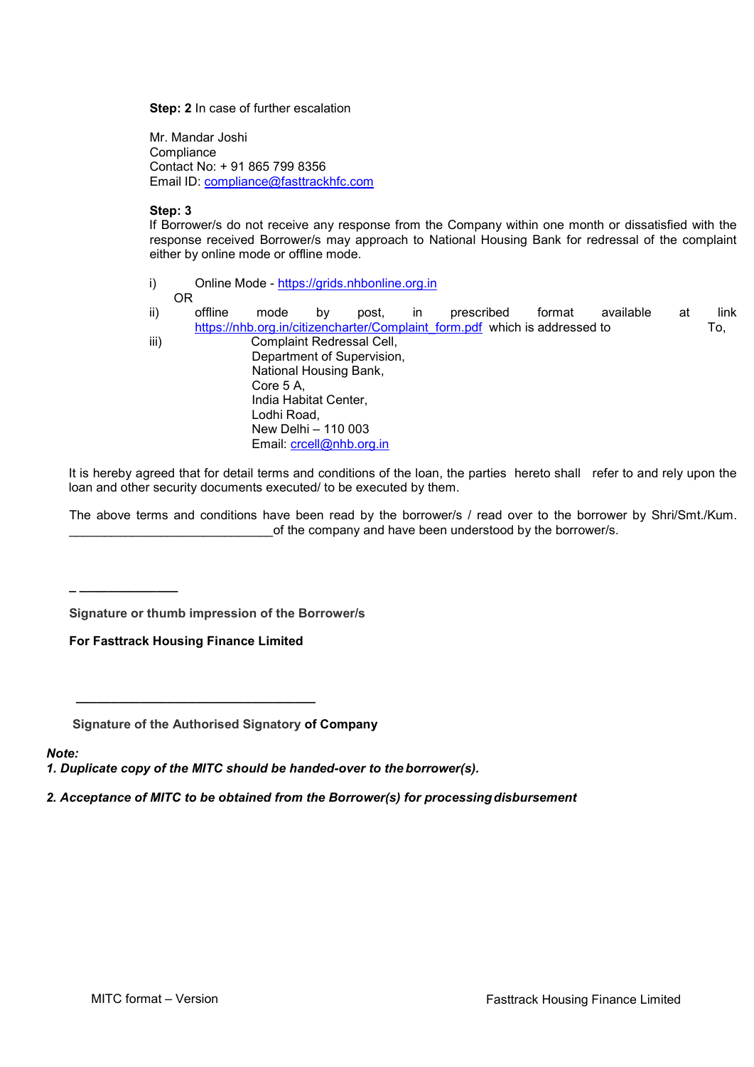**Step: 2** In case of further escalation

Mr. Mandar Joshi
Compliance
Contact No: + 91 865 799 8356
Email ID: compliance@fasttrackhfc.com

**Step: 3**
If Borrower/s do not receive any response from the Company within one month or dissatisfied with the response received Borrower/s may approach to National Housing Bank for redressal of the complaint either by online mode or offline mode.

i) Online Mode - https://grids.nhbonline.org.in
OR
ii) offline mode by post, in prescribed format available at link https://nhb.org.in/citizencharter/Complaint_form.pdf which is addressed to To,
iii) Complaint Redressal Cell,
Department of Supervision,
National Housing Bank,
Core 5 A,
India Habitat Center,
Lodhi Road,
New Delhi – 110 003
Email: crcell@nhb.org.in

It is hereby agreed that for detail terms and conditions of the loan, the parties hereto shall refer to and rely upon the loan and other security documents executed/ to be executed by them.

The above terms and conditions have been read by the borrower/s / read over to the borrower by Shri/Smt./Kum. ______________________________of the company and have been understood by the borrower/s.

_ _______________

**Signature or thumb impression of the Borrower/s**

**For Fasttrack Housing Finance Limited**

___________________________________

**Signature of the Authorised Signatory of Company**

***Note:***
***1. Duplicate copy of the MITC should be handed-over to the borrower(s).***

***2. Acceptance of MITC to be obtained from the Borrower(s) for processing disbursement***